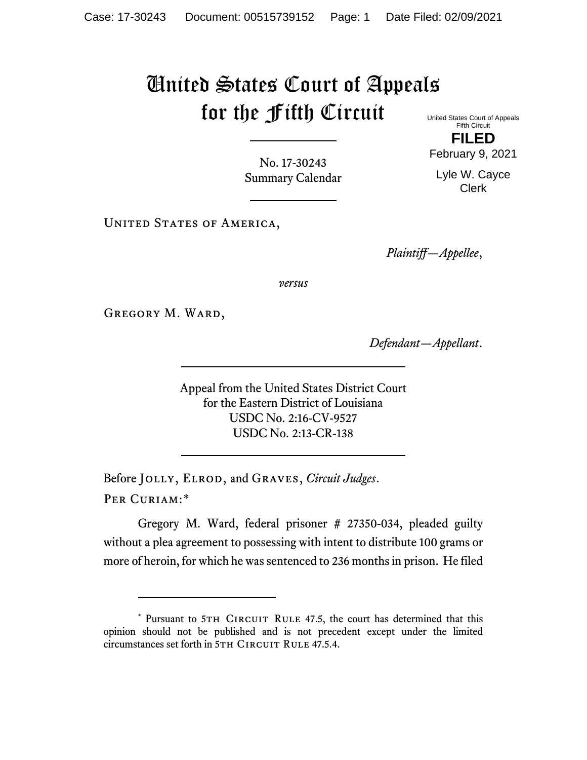# United States Court of Appeals for the Fifth Circuit

United States Court of Appeals
Fifth Circuit

**FILED**

February 9, 2021

Lyle W. Cayce
Clerk

No. 17-30243
Summary Calendar

---

United States of America,

*Plaintiff—Appellee*,

*versus*

Gregory M. Ward,

*Defendant—Appellant*.

---

Appeal from the United States District Court
for the Eastern District of Louisiana
USDC No. 2:16-CV-9527
USDC No. 2:13-CR-138

---

Before Jolly, Elrod, and Graves, *Circuit Judges*.

Per Curiam:*

Gregory M. Ward, federal prisoner # 27350-034, pleaded guilty without a plea agreement to possessing with intent to distribute 100 grams or more of heroin, for which he was sentenced to 236 months in prison. He filed

---

\* Pursuant to 5th Circuit Rule 47.5, the court has determined that this opinion should not be published and is not precedent except under the limited circumstances set forth in 5th Circuit Rule 47.5.4.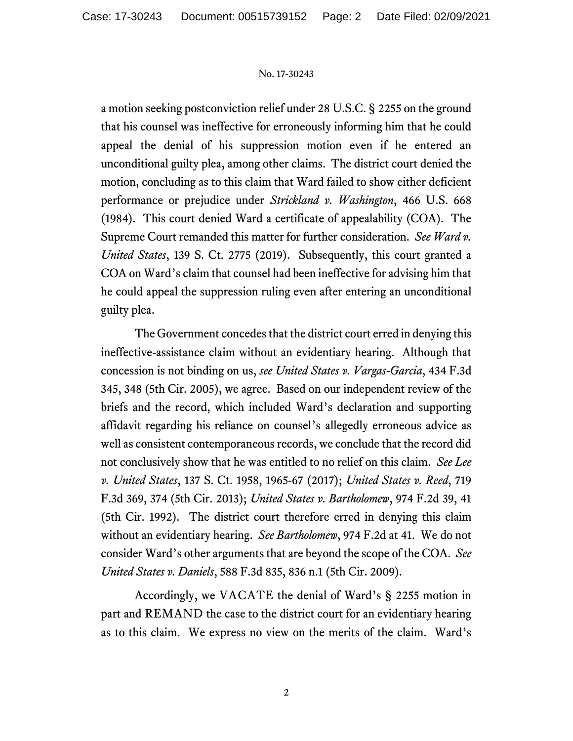a motion seeking postconviction relief under 28 U.S.C. § 2255 on the ground that his counsel was ineffective for erroneously informing him that he could appeal the denial of his suppression motion even if he entered an unconditional guilty plea, among other claims. The district court denied the motion, concluding as to this claim that Ward failed to show either deficient performance or prejudice under *Strickland v. Washington*, 466 U.S. 668 (1984). This court denied Ward a certificate of appealability (COA). The Supreme Court remanded this matter for further consideration. *See Ward v. United States*, 139 S. Ct. 2775 (2019). Subsequently, this court granted a COA on Ward's claim that counsel had been ineffective for advising him that he could appeal the suppression ruling even after entering an unconditional guilty plea.

The Government concedes that the district court erred in denying this ineffective-assistance claim without an evidentiary hearing. Although that concession is not binding on us, *see United States v. Vargas-Garcia*, 434 F.3d 345, 348 (5th Cir. 2005), we agree. Based on our independent review of the briefs and the record, which included Ward's declaration and supporting affidavit regarding his reliance on counsel's allegedly erroneous advice as well as consistent contemporaneous records, we conclude that the record did not conclusively show that he was entitled to no relief on this claim. *See Lee v. United States*, 137 S. Ct. 1958, 1965-67 (2017); *United States v. Reed*, 719 F.3d 369, 374 (5th Cir. 2013); *United States v. Bartholomew*, 974 F.2d 39, 41 (5th Cir. 1992). The district court therefore erred in denying this claim without an evidentiary hearing. *See Bartholomew*, 974 F.2d at 41. We do not consider Ward's other arguments that are beyond the scope of the COA. *See United States v. Daniels*, 588 F.3d 835, 836 n.1 (5th Cir. 2009).

Accordingly, we VACATE the denial of Ward's § 2255 motion in part and REMAND the case to the district court for an evidentiary hearing as to this claim. We express no view on the merits of the claim. Ward's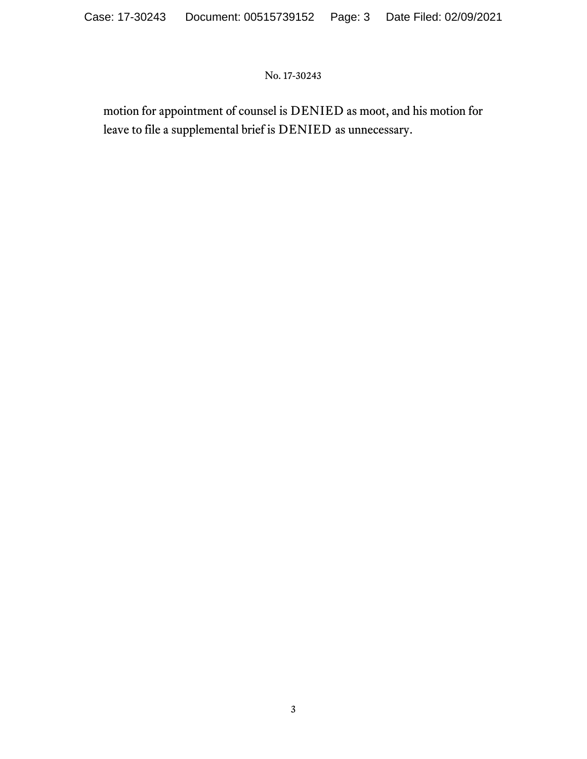motion for appointment of counsel is DENIED as moot, and his motion for leave to file a supplemental brief is DENIED as unnecessary.